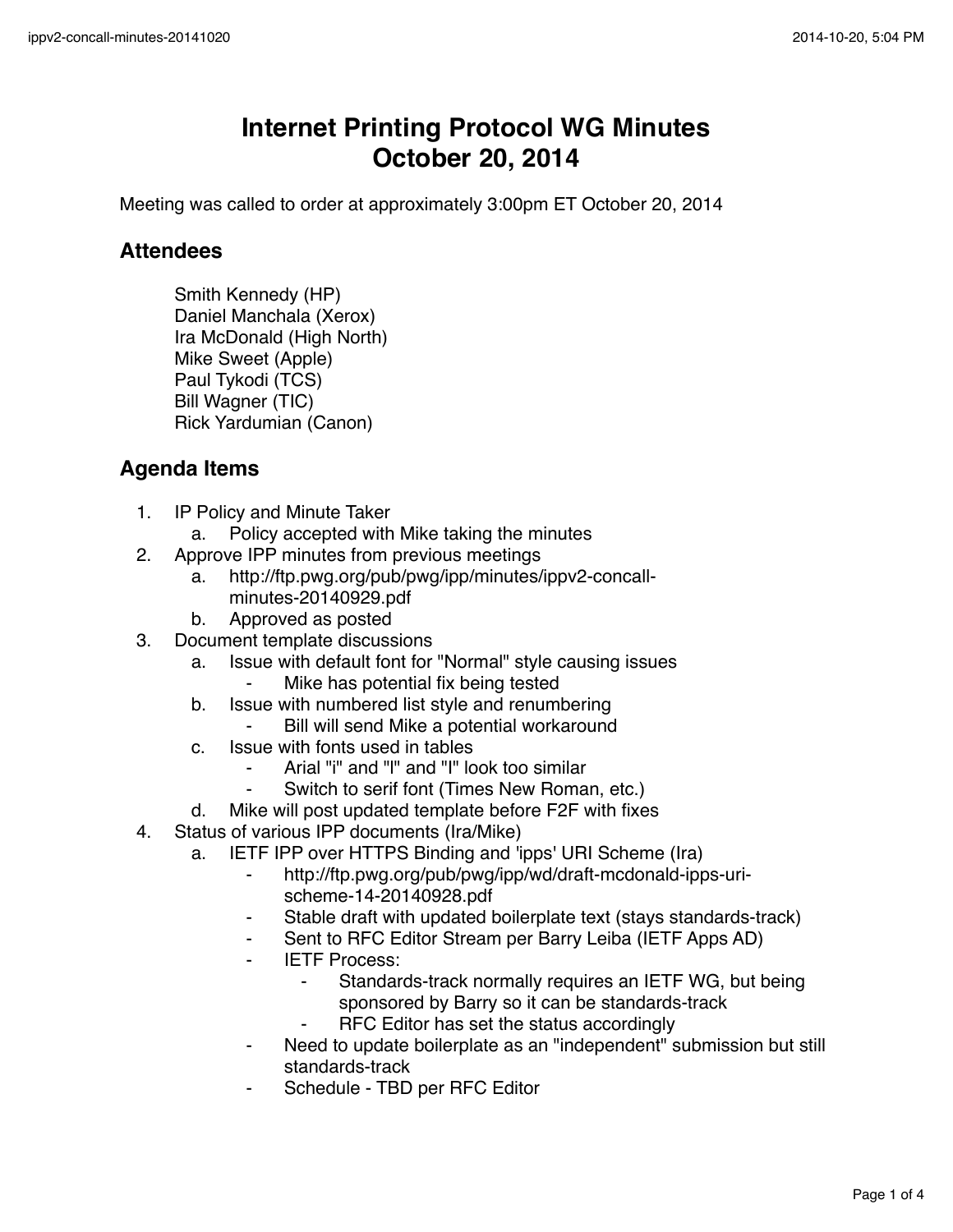# Internet Printing Protocol WG Minutes
# October 20, 2014

Meeting was called to order at approximately 3:00pm ET October 20, 2014

## Attendees

Smith Kennedy (HP)
Daniel Manchala (Xerox)
Ira McDonald (High North)
Mike Sweet (Apple)
Paul Tykodi (TCS)
Bill Wagner (TIC)
Rick Yardumian (Canon)

## Agenda Items

1. IP Policy and Minute Taker
    a. Policy accepted with Mike taking the minutes
2. Approve IPP minutes from previous meetings
    a. http://ftp.pwg.org/pub/pwg/ipp/minutes/ippv2-concall-minutes-20140929.pdf
    b. Approved as posted
3. Document template discussions
    a. Issue with default font for "Normal" style causing issues
        - Mike has potential fix being tested
    b. Issue with numbered list style and renumbering
        - Bill will send Mike a potential workaround
    c. Issue with fonts used in tables
        - Arial "i" and "l" and "I" look too similar
        - Switch to serif font (Times New Roman, etc.)
    d. Mike will post updated template before F2F with fixes
4. Status of various IPP documents (Ira/Mike)
    a. IETF IPP over HTTPS Binding and 'ipps' URI Scheme (Ira)
        - http://ftp.pwg.org/pub/pwg/ipp/wd/draft-mcdonald-ipps-uri-scheme-14-20140928.pdf
        - Stable draft with updated boilerplate text (stays standards-track)
        - Sent to RFC Editor Stream per Barry Leiba (IETF Apps AD)
        - IETF Process:
            - Standards-track normally requires an IETF WG, but being sponsored by Barry so it can be standards-track
            - RFC Editor has set the status accordingly
        - Need to update boilerplate as an "independent" submission but still standards-track
        - Schedule - TBD per RFC Editor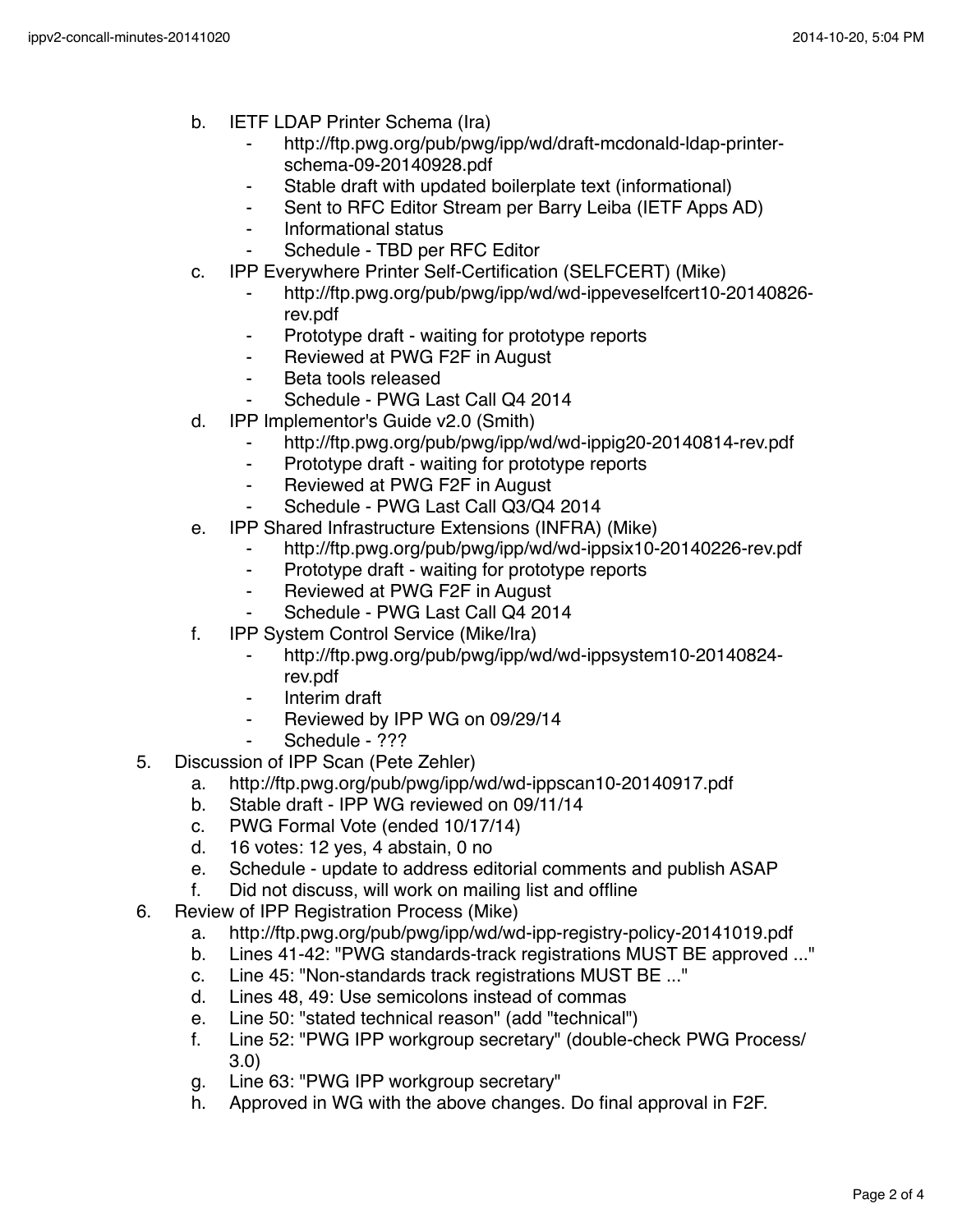b. IETF LDAP Printer Schema (Ira)
      - http://ftp.pwg.org/pub/pwg/ipp/wd/draft-mcdonald-ldap-printer-schema-09-20140928.pdf
      - Stable draft with updated boilerplate text (informational)
      - Sent to RFC Editor Stream per Barry Leiba (IETF Apps AD)
      - Informational status
      - Schedule - TBD per RFC Editor
   c. IPP Everywhere Printer Self-Certification (SELFCERT) (Mike)
      - http://ftp.pwg.org/pub/pwg/ipp/wd/wd-ippeveselfcert10-20140826-rev.pdf
      - Prototype draft - waiting for prototype reports
      - Reviewed at PWG F2F in August
      - Beta tools released
      - Schedule - PWG Last Call Q4 2014
   d. IPP Implementor's Guide v2.0 (Smith)
      - http://ftp.pwg.org/pub/pwg/ipp/wd/wd-ippig20-20140814-rev.pdf
      - Prototype draft - waiting for prototype reports
      - Reviewed at PWG F2F in August
      - Schedule - PWG Last Call Q3/Q4 2014
   e. IPP Shared Infrastructure Extensions (INFRA) (Mike)
      - http://ftp.pwg.org/pub/pwg/ipp/wd/wd-ippsix10-20140226-rev.pdf
      - Prototype draft - waiting for prototype reports
      - Reviewed at PWG F2F in August
      - Schedule - PWG Last Call Q4 2014
   f. IPP System Control Service (Mike/Ira)
      - http://ftp.pwg.org/pub/pwg/ipp/wd/wd-ippsystem10-20140824-rev.pdf
      - Interim draft
      - Reviewed by IPP WG on 09/29/14
      - Schedule - ???

5. Discussion of IPP Scan (Pete Zehler)
   a. http://ftp.pwg.org/pub/pwg/ipp/wd/wd-ippscan10-20140917.pdf
   b. Stable draft - IPP WG reviewed on 09/11/14
   c. PWG Formal Vote (ended 10/17/14)
   d. 16 votes: 12 yes, 4 abstain, 0 no
   e. Schedule - update to address editorial comments and publish ASAP
   f. Did not discuss, will work on mailing list and offline

6. Review of IPP Registration Process (Mike)
   a. http://ftp.pwg.org/pub/pwg/ipp/wd/wd-ipp-registry-policy-20141019.pdf
   b. Lines 41-42: "PWG standards-track registrations MUST BE approved ..."
   c. Line 45: "Non-standards track registrations MUST BE ..."
   d. Lines 48, 49: Use semicolons instead of commas
   e. Line 50: "stated technical reason" (add "technical")
   f. Line 52: "PWG IPP workgroup secretary" (double-check PWG Process/3.0)
   g. Line 63: "PWG IPP workgroup secretary"
   h. Approved in WG with the above changes. Do final approval in F2F.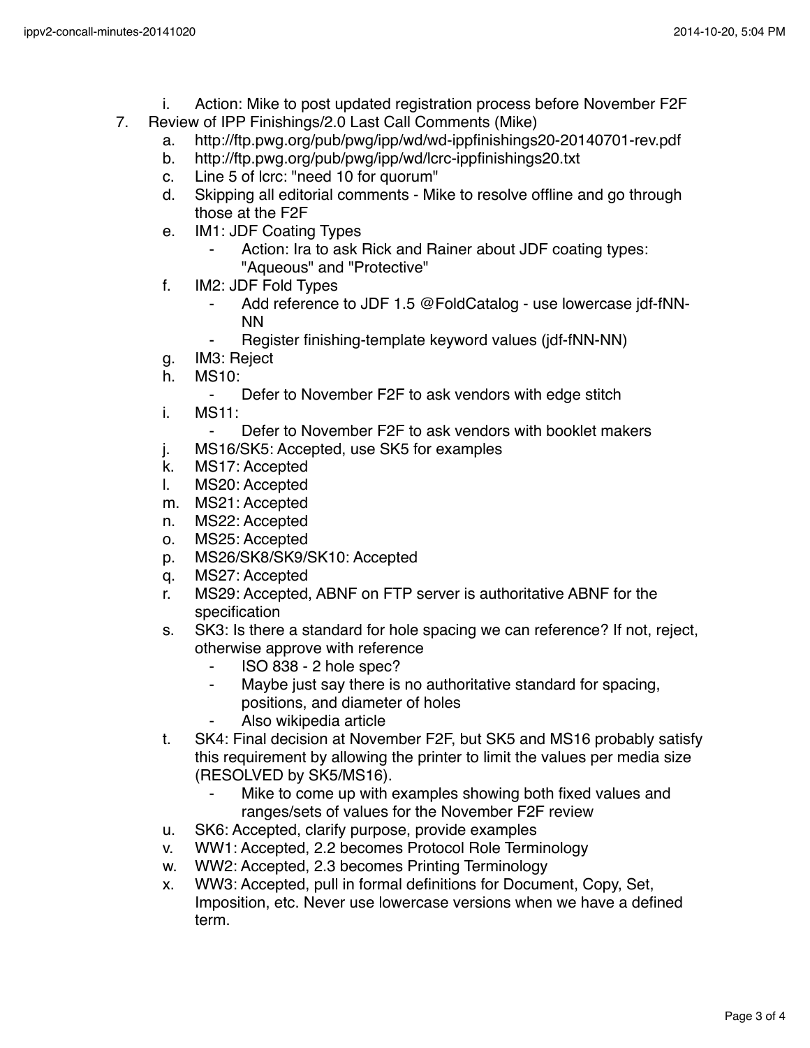i. Action: Mike to post updated registration process before November F2F

7. Review of IPP Finishings/2.0 Last Call Comments (Mike)
   a. http://ftp.pwg.org/pub/pwg/ipp/wd/wd-ippfinishings20-20140701-rev.pdf
   b. http://ftp.pwg.org/pub/pwg/ipp/wd/lcrc-ippfinishings20.txt
   c. Line 5 of lcrc: "need 10 for quorum"
   d. Skipping all editorial comments - Mike to resolve offline and go through those at the F2F
   e. IM1: JDF Coating Types
      - Action: Ira to ask Rick and Rainer about JDF coating types: "Aqueous" and "Protective"
   f. IM2: JDF Fold Types
      - Add reference to JDF 1.5 @FoldCatalog - use lowercase jdf-fNN-NN
      - Register finishing-template keyword values (jdf-fNN-NN)
   g. IM3: Reject
   h. MS10:
      - Defer to November F2F to ask vendors with edge stitch
   i. MS11:
      - Defer to November F2F to ask vendors with booklet makers
   j. MS16/SK5: Accepted, use SK5 for examples
   k. MS17: Accepted
   l. MS20: Accepted
   m. MS21: Accepted
   n. MS22: Accepted
   o. MS25: Accepted
   p. MS26/SK8/SK9/SK10: Accepted
   q. MS27: Accepted
   r. MS29: Accepted, ABNF on FTP server is authoritative ABNF for the specification
   s. SK3: Is there a standard for hole spacing we can reference? If not, reject, otherwise approve with reference
      - ISO 838 - 2 hole spec?
      - Maybe just say there is no authoritative standard for spacing, positions, and diameter of holes
      - Also wikipedia article
   t. SK4: Final decision at November F2F, but SK5 and MS16 probably satisfy this requirement by allowing the printer to limit the values per media size (RESOLVED by SK5/MS16).
      - Mike to come up with examples showing both fixed values and ranges/sets of values for the November F2F review
   u. SK6: Accepted, clarify purpose, provide examples
   v. WW1: Accepted, 2.2 becomes Protocol Role Terminology
   w. WW2: Accepted, 2.3 becomes Printing Terminology
   x. WW3: Accepted, pull in formal definitions for Document, Copy, Set, Imposition, etc. Never use lowercase versions when we have a defined term.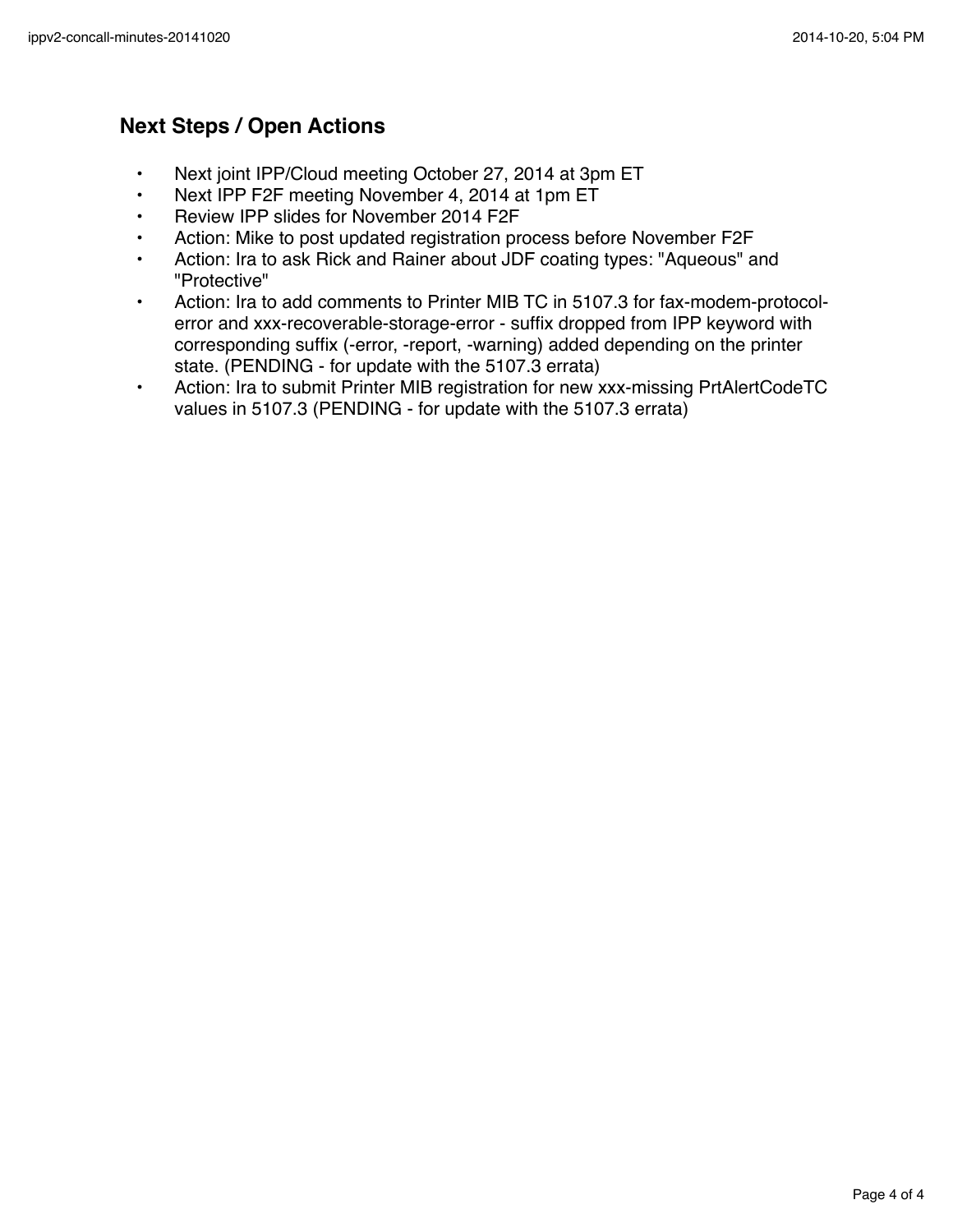## Next Steps / Open Actions

- Next joint IPP/Cloud meeting October 27, 2014 at 3pm ET
- Next IPP F2F meeting November 4, 2014 at 1pm ET
- Review IPP slides for November 2014 F2F
- Action: Mike to post updated registration process before November F2F
- Action: Ira to ask Rick and Rainer about JDF coating types: "Aqueous" and "Protective"
- Action: Ira to add comments to Printer MIB TC in 5107.3 for fax-modem-protocol-error and xxx-recoverable-storage-error - suffix dropped from IPP keyword with corresponding suffix (-error, -report, -warning) added depending on the printer state. (PENDING - for update with the 5107.3 errata)
- Action: Ira to submit Printer MIB registration for new xxx-missing PrtAlertCodeTC values in 5107.3 (PENDING - for update with the 5107.3 errata)